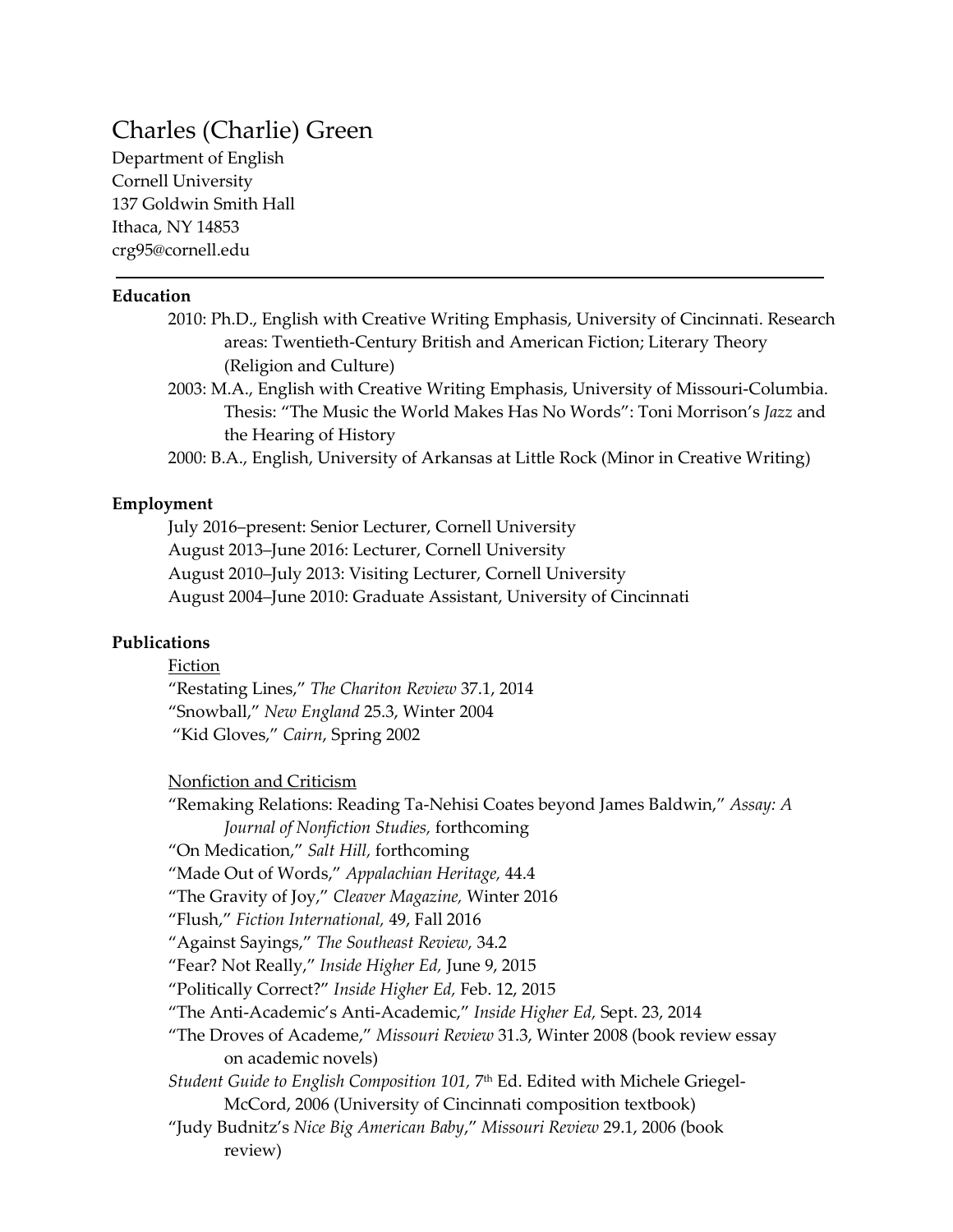# Charles (Charlie) Green

Department of English
Cornell University
137 Goldwin Smith Hall
Ithaca, NY 14853
crg95@cornell.edu

---

## Education

2010: Ph.D., English with Creative Writing Emphasis, University of Cincinnati. Research areas: Twentieth-Century British and American Fiction; Literary Theory (Religion and Culture)

2003: M.A., English with Creative Writing Emphasis, University of Missouri-Columbia. Thesis: "The Music the World Makes Has No Words": Toni Morrison's *Jazz* and the Hearing of History

2000: B.A., English, University of Arkansas at Little Rock (Minor in Creative Writing)

## Employment

July 2016–present: Senior Lecturer, Cornell University
August 2013–June 2016: Lecturer, Cornell University
August 2010–July 2013: Visiting Lecturer, Cornell University
August 2004–June 2010: Graduate Assistant, University of Cincinnati

## Publications

### Fiction

"Restating Lines," *The Chariton Review* 37.1, 2014
"Snowball," *New England* 25.3, Winter 2004
"Kid Gloves," *Cairn*, Spring 2002

### Nonfiction and Criticism

"Remaking Relations: Reading Ta-Nehisi Coates beyond James Baldwin," *Assay: A Journal of Nonfiction Studies,* forthcoming
"On Medication," *Salt Hill,* forthcoming
"Made Out of Words," *Appalachian Heritage,* 44.4
"The Gravity of Joy," *Cleaver Magazine,* Winter 2016
"Flush," *Fiction International,* 49, Fall 2016
"Against Sayings," *The Southeast Review,* 34.2
"Fear? Not Really," *Inside Higher Ed,* June 9, 2015
"Politically Correct?" *Inside Higher Ed,* Feb. 12, 2015
"The Anti-Academic's Anti-Academic," *Inside Higher Ed,* Sept. 23, 2014
"The Droves of Academe," *Missouri Review* 31.3, Winter 2008 (book review essay on academic novels)
*Student Guide to English Composition 101,* 7th Ed. Edited with Michele Griegel-McCord, 2006 (University of Cincinnati composition textbook)
"Judy Budnitz's *Nice Big American Baby*," *Missouri Review* 29.1, 2006 (book review)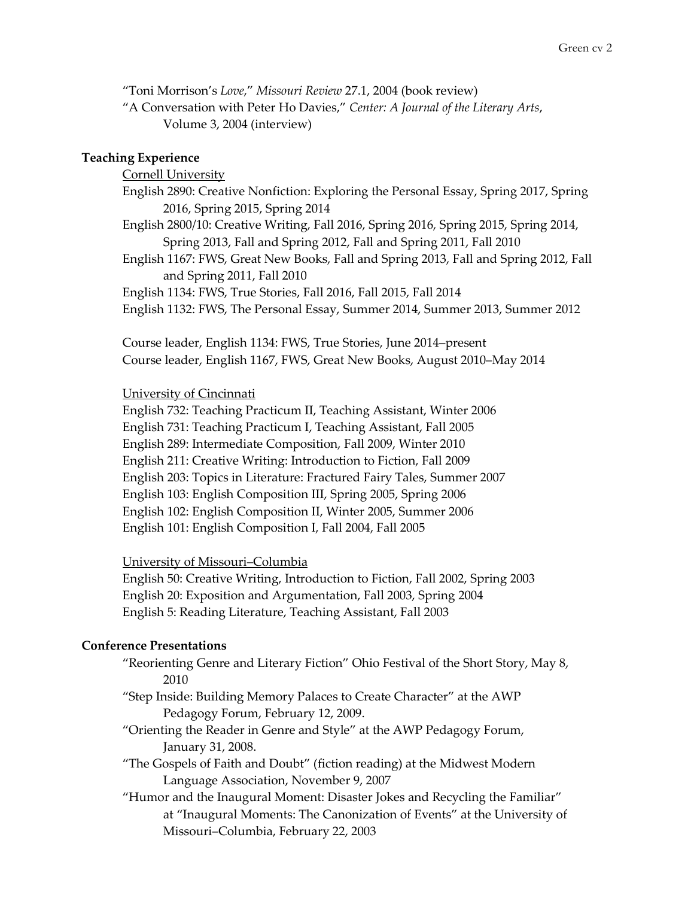"Toni Morrison's *Love*," *Missouri Review* 27.1, 2004 (book review)
"A Conversation with Peter Ho Davies," *Center: A Journal of the Literary Arts*, Volume 3, 2004 (interview)

## Teaching Experience

<u>Cornell University</u>

English 2890: Creative Nonfiction: Exploring the Personal Essay, Spring 2017, Spring 2016, Spring 2015, Spring 2014
English 2800/10: Creative Writing, Fall 2016, Spring 2016, Spring 2015, Spring 2014, Spring 2013, Fall and Spring 2012, Fall and Spring 2011, Fall 2010
English 1167: FWS, Great New Books, Fall and Spring 2013, Fall and Spring 2012, Fall and Spring 2011, Fall 2010
English 1134: FWS, True Stories, Fall 2016, Fall 2015, Fall 2014
English 1132: FWS, The Personal Essay, Summer 2014, Summer 2013, Summer 2012

Course leader, English 1134: FWS, True Stories, June 2014–present
Course leader, English 1167, FWS, Great New Books, August 2010–May 2014

<u>University of Cincinnati</u>

English 732: Teaching Practicum II, Teaching Assistant, Winter 2006
English 731: Teaching Practicum I, Teaching Assistant, Fall 2005
English 289: Intermediate Composition, Fall 2009, Winter 2010
English 211: Creative Writing: Introduction to Fiction, Fall 2009
English 203: Topics in Literature: Fractured Fairy Tales, Summer 2007
English 103: English Composition III, Spring 2005, Spring 2006
English 102: English Composition II, Winter 2005, Summer 2006
English 101: English Composition I, Fall 2004, Fall 2005

<u>University of Missouri–Columbia</u>

English 50: Creative Writing, Introduction to Fiction, Fall 2002, Spring 2003
English 20: Exposition and Argumentation, Fall 2003, Spring 2004
English 5: Reading Literature, Teaching Assistant, Fall 2003

## Conference Presentations

"Reorienting Genre and Literary Fiction" Ohio Festival of the Short Story, May 8, 2010
"Step Inside: Building Memory Palaces to Create Character" at the AWP Pedagogy Forum, February 12, 2009.
"Orienting the Reader in Genre and Style" at the AWP Pedagogy Forum, January 31, 2008.
"The Gospels of Faith and Doubt" (fiction reading) at the Midwest Modern Language Association, November 9, 2007
"Humor and the Inaugural Moment: Disaster Jokes and Recycling the Familiar" at "Inaugural Moments: The Canonization of Events" at the University of Missouri–Columbia, February 22, 2003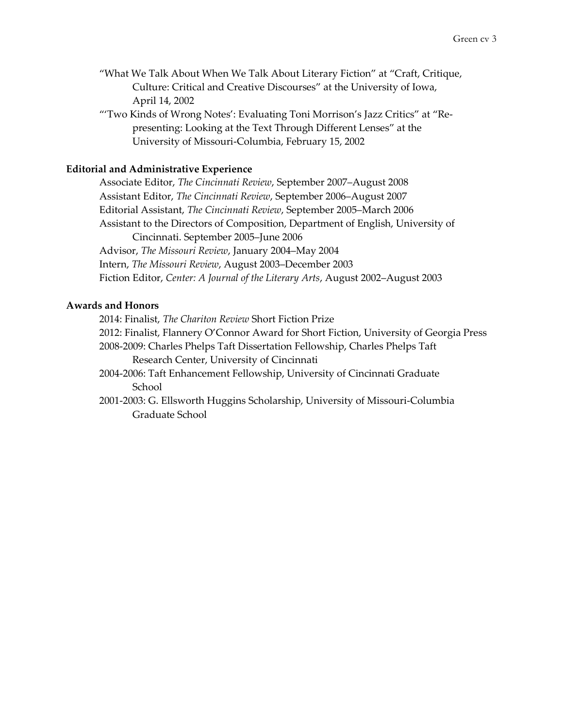"What We Talk About When We Talk About Literary Fiction" at "Craft, Critique, Culture: Critical and Creative Discourses" at the University of Iowa, April 14, 2002

"'Two Kinds of Wrong Notes': Evaluating Toni Morrison's Jazz Critics" at "Re-presenting: Looking at the Text Through Different Lenses" at the University of Missouri-Columbia, February 15, 2002

**Editorial and Administrative Experience**

Associate Editor, *The Cincinnati Review*, September 2007–August 2008

Assistant Editor, *The Cincinnati Review*, September 2006–August 2007

Editorial Assistant, *The Cincinnati Review*, September 2005–March 2006

Assistant to the Directors of Composition, Department of English, University of Cincinnati. September 2005–June 2006

Advisor, *The Missouri Review*, January 2004–May 2004

Intern, *The Missouri Review*, August 2003–December 2003

Fiction Editor, *Center: A Journal of the Literary Arts*, August 2002–August 2003

**Awards and Honors**

2014: Finalist, *The Chariton Review* Short Fiction Prize

2012: Finalist, Flannery O'Connor Award for Short Fiction, University of Georgia Press

2008-2009: Charles Phelps Taft Dissertation Fellowship, Charles Phelps Taft Research Center, University of Cincinnati

2004-2006: Taft Enhancement Fellowship, University of Cincinnati Graduate School

2001-2003: G. Ellsworth Huggins Scholarship, University of Missouri-Columbia Graduate School